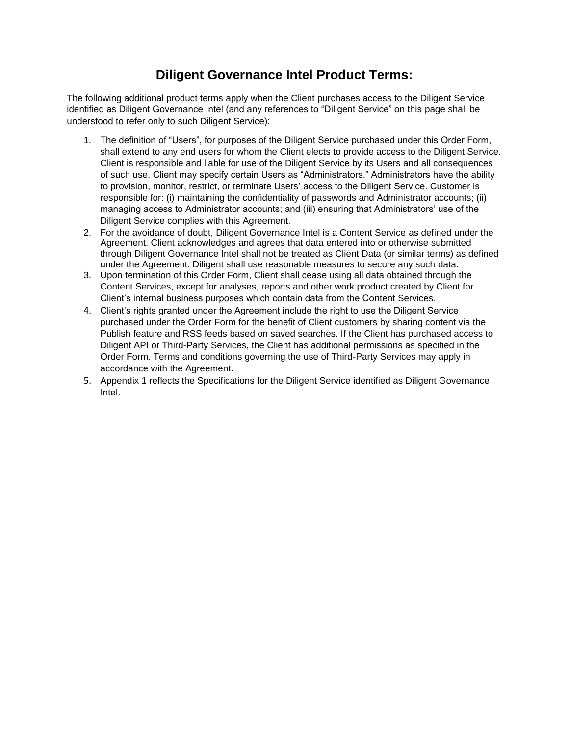# Diligent Governance Intel Product Terms:

The following additional product terms apply when the Client purchases access to the Diligent Service identified as Diligent Governance Intel (and any references to "Diligent Service" on this page shall be understood to refer only to such Diligent Service):

1. The definition of "Users", for purposes of the Diligent Service purchased under this Order Form, shall extend to any end users for whom the Client elects to provide access to the Diligent Service. Client is responsible and liable for use of the Diligent Service by its Users and all consequences of such use. Client may specify certain Users as "Administrators." Administrators have the ability to provision, monitor, restrict, or terminate Users' access to the Diligent Service. Customer is responsible for: (i) maintaining the confidentiality of passwords and Administrator accounts; (ii) managing access to Administrator accounts; and (iii) ensuring that Administrators' use of the Diligent Service complies with this Agreement.
2. For the avoidance of doubt, Diligent Governance Intel is a Content Service as defined under the Agreement. Client acknowledges and agrees that data entered into or otherwise submitted through Diligent Governance Intel shall not be treated as Client Data (or similar terms) as defined under the Agreement. Diligent shall use reasonable measures to secure any such data.
3. Upon termination of this Order Form, Client shall cease using all data obtained through the Content Services, except for analyses, reports and other work product created by Client for Client's internal business purposes which contain data from the Content Services.
4. Client's rights granted under the Agreement include the right to use the Diligent Service purchased under the Order Form for the benefit of Client customers by sharing content via the Publish feature and RSS feeds based on saved searches. If the Client has purchased access to Diligent API or Third-Party Services, the Client has additional permissions as specified in the Order Form. Terms and conditions governing the use of Third-Party Services may apply in accordance with the Agreement.
5. Appendix 1 reflects the Specifications for the Diligent Service identified as Diligent Governance Intel.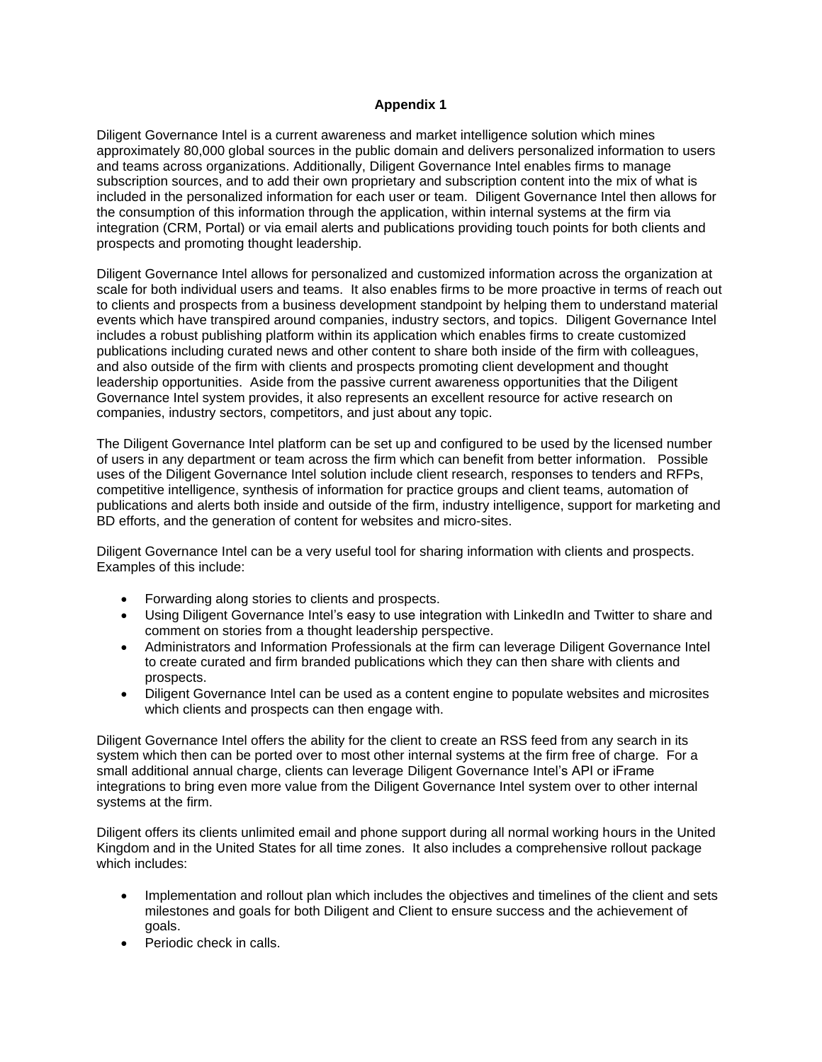## Appendix 1

Diligent Governance Intel is a current awareness and market intelligence solution which mines approximately 80,000 global sources in the public domain and delivers personalized information to users and teams across organizations. Additionally, Diligent Governance Intel enables firms to manage subscription sources, and to add their own proprietary and subscription content into the mix of what is included in the personalized information for each user or team. Diligent Governance Intel then allows for the consumption of this information through the application, within internal systems at the firm via integration (CRM, Portal) or via email alerts and publications providing touch points for both clients and prospects and promoting thought leadership.

Diligent Governance Intel allows for personalized and customized information across the organization at scale for both individual users and teams. It also enables firms to be more proactive in terms of reach out to clients and prospects from a business development standpoint by helping them to understand material events which have transpired around companies, industry sectors, and topics. Diligent Governance Intel includes a robust publishing platform within its application which enables firms to create customized publications including curated news and other content to share both inside of the firm with colleagues, and also outside of the firm with clients and prospects promoting client development and thought leadership opportunities. Aside from the passive current awareness opportunities that the Diligent Governance Intel system provides, it also represents an excellent resource for active research on companies, industry sectors, competitors, and just about any topic.

The Diligent Governance Intel platform can be set up and configured to be used by the licensed number of users in any department or team across the firm which can benefit from better information. Possible uses of the Diligent Governance Intel solution include client research, responses to tenders and RFPs, competitive intelligence, synthesis of information for practice groups and client teams, automation of publications and alerts both inside and outside of the firm, industry intelligence, support for marketing and BD efforts, and the generation of content for websites and micro-sites.

Diligent Governance Intel can be a very useful tool for sharing information with clients and prospects. Examples of this include:

- Forwarding along stories to clients and prospects.
- Using Diligent Governance Intel's easy to use integration with LinkedIn and Twitter to share and comment on stories from a thought leadership perspective.
- Administrators and Information Professionals at the firm can leverage Diligent Governance Intel to create curated and firm branded publications which they can then share with clients and prospects.
- Diligent Governance Intel can be used as a content engine to populate websites and microsites which clients and prospects can then engage with.

Diligent Governance Intel offers the ability for the client to create an RSS feed from any search in its system which then can be ported over to most other internal systems at the firm free of charge. For a small additional annual charge, clients can leverage Diligent Governance Intel's API or iFrame integrations to bring even more value from the Diligent Governance Intel system over to other internal systems at the firm.

Diligent offers its clients unlimited email and phone support during all normal working hours in the United Kingdom and in the United States for all time zones. It also includes a comprehensive rollout package which includes:

- Implementation and rollout plan which includes the objectives and timelines of the client and sets milestones and goals for both Diligent and Client to ensure success and the achievement of goals.
- Periodic check in calls.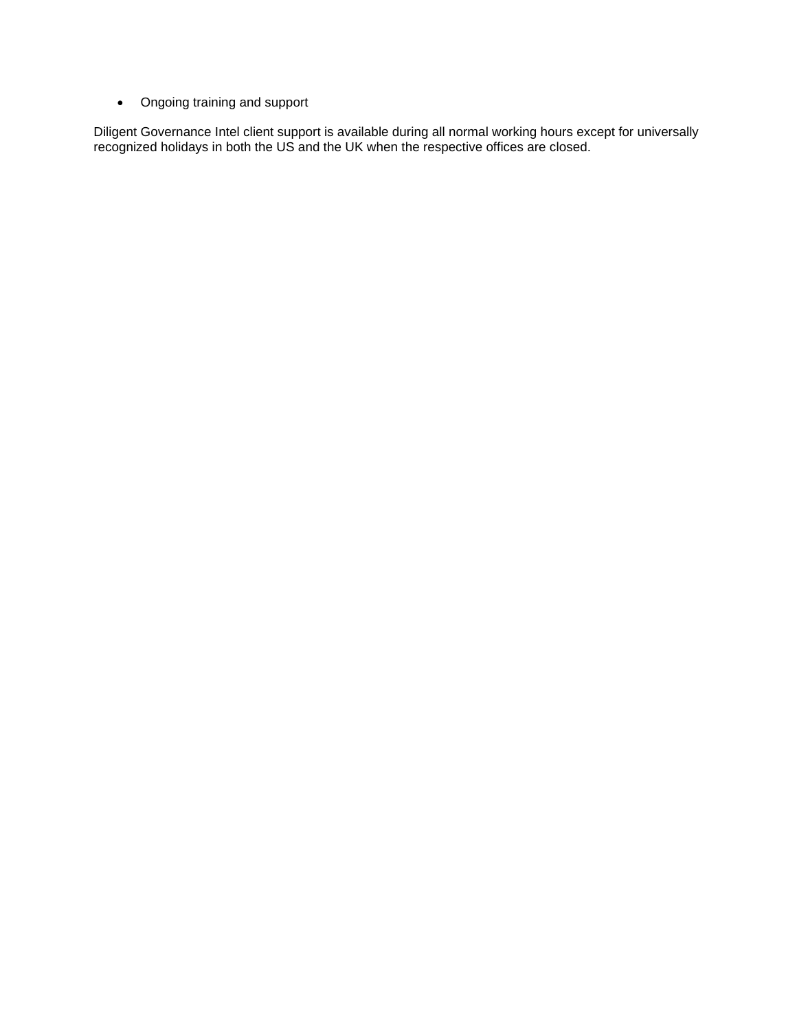- Ongoing training and support

Diligent Governance Intel client support is available during all normal working hours except for universally recognized holidays in both the US and the UK when the respective offices are closed.